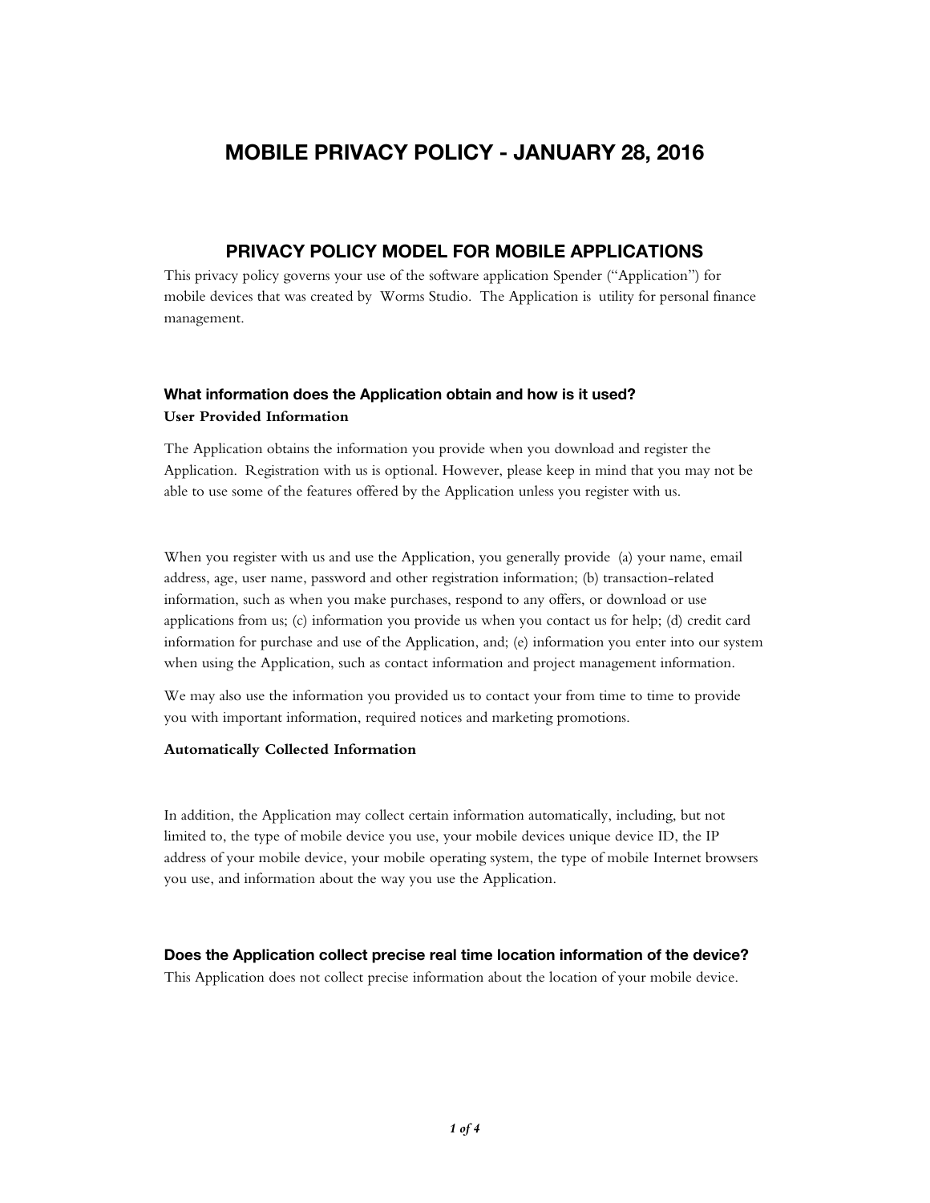# MOBILE PRIVACY POLICY - JANUARY 28, 2016

## PRIVACY POLICY MODEL FOR MOBILE APPLICATIONS

This privacy policy governs your use of the software application Spender ("Application") for mobile devices that was created by Worms Studio. The Application is utility for personal finance management.

### What information does the Application obtain and how is it used?

**User Provided Information**

The Application obtains the information you provide when you download and register the Application. Registration with us is optional. However, please keep in mind that you may not be able to use some of the features offered by the Application unless you register with us.

When you register with us and use the Application, you generally provide (a) your name, email address, age, user name, password and other registration information; (b) transaction-related information, such as when you make purchases, respond to any offers, or download or use applications from us; (c) information you provide us when you contact us for help; (d) credit card information for purchase and use of the Application, and; (e) information you enter into our system when using the Application, such as contact information and project management information.

We may also use the information you provided us to contact your from time to time to provide you with important information, required notices and marketing promotions.

**Automatically Collected Information**

In addition, the Application may collect certain information automatically, including, but not limited to, the type of mobile device you use, your mobile devices unique device ID, the IP address of your mobile device, your mobile operating system, the type of mobile Internet browsers you use, and information about the way you use the Application.

### Does the Application collect precise real time location information of the device?

This Application does not collect precise information about the location of your mobile device.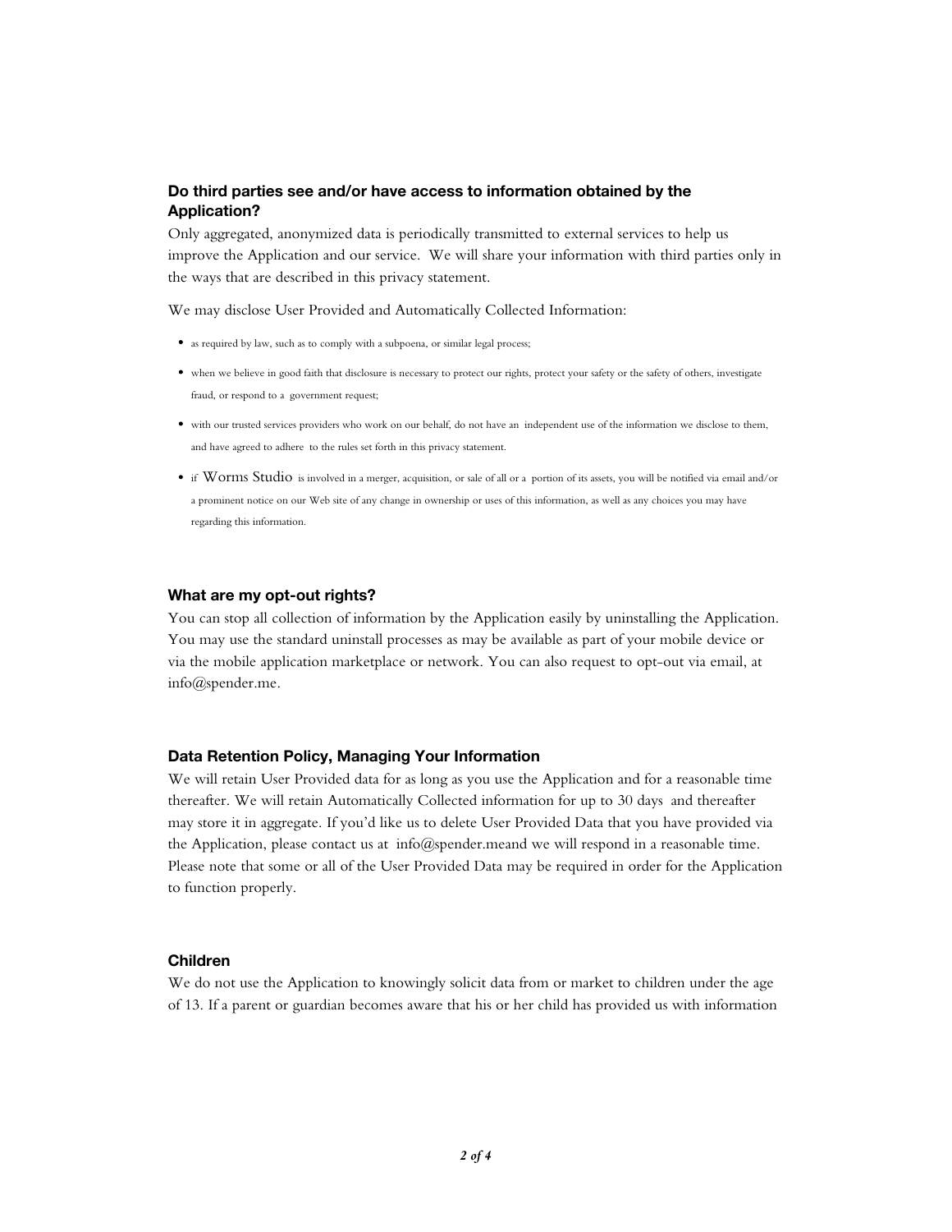### Do third parties see and/or have access to information obtained by the Application?

Only aggregated, anonymized data is periodically transmitted to external services to help us improve the Application and our service. We will share your information with third parties only in the ways that are described in this privacy statement.

We may disclose User Provided and Automatically Collected Information:

- as required by law, such as to comply with a subpoena, or similar legal process;
- when we believe in good faith that disclosure is necessary to protect our rights, protect your safety or the safety of others, investigate fraud, or respond to a government request;
- with our trusted services providers who work on our behalf, do not have an independent use of the information we disclose to them, and have agreed to adhere to the rules set forth in this privacy statement.
- if Worms Studio is involved in a merger, acquisition, or sale of all or a portion of its assets, you will be notified via email and/or a prominent notice on our Web site of any change in ownership or uses of this information, as well as any choices you may have regarding this information.

### What are my opt-out rights?

You can stop all collection of information by the Application easily by uninstalling the Application. You may use the standard uninstall processes as may be available as part of your mobile device or via the mobile application marketplace or network. You can also request to opt-out via email, at info@spender.me.

### Data Retention Policy, Managing Your Information

We will retain User Provided data for as long as you use the Application and for a reasonable time thereafter. We will retain Automatically Collected information for up to 30 days and thereafter may store it in aggregate. If you'd like us to delete User Provided Data that you have provided via the Application, please contact us at info@spender.meand we will respond in a reasonable time. Please note that some or all of the User Provided Data may be required in order for the Application to function properly.

### Children

We do not use the Application to knowingly solicit data from or market to children under the age of 13. If a parent or guardian becomes aware that his or her child has provided us with information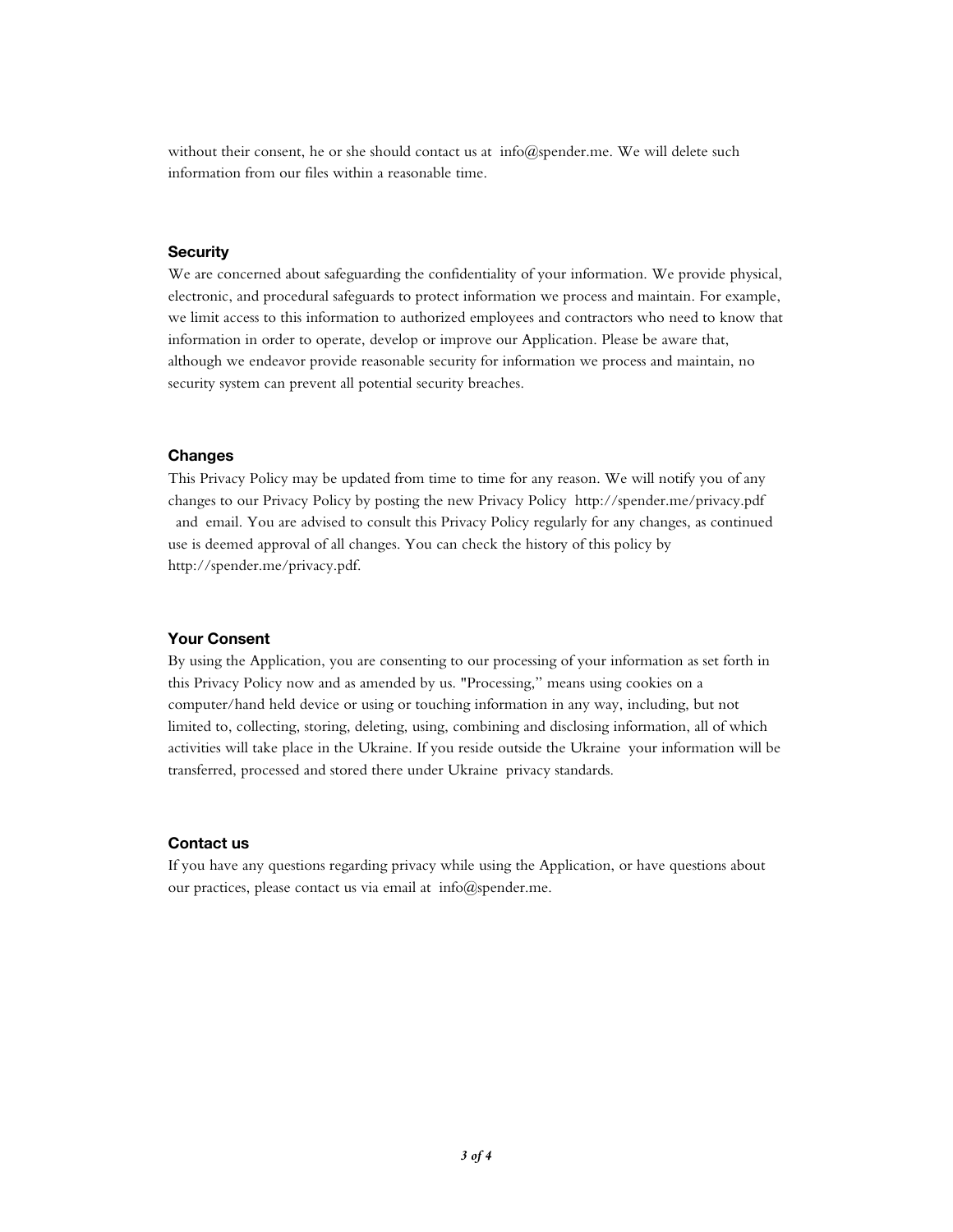without their consent, he or she should contact us at info@spender.me. We will delete such information from our files within a reasonable time.

### Security

We are concerned about safeguarding the confidentiality of your information. We provide physical, electronic, and procedural safeguards to protect information we process and maintain. For example, we limit access to this information to authorized employees and contractors who need to know that information in order to operate, develop or improve our Application. Please be aware that, although we endeavor provide reasonable security for information we process and maintain, no security system can prevent all potential security breaches.

### Changes

This Privacy Policy may be updated from time to time for any reason. We will notify you of any changes to our Privacy Policy by posting the new Privacy Policy http://spender.me/privacy.pdf and email. You are advised to consult this Privacy Policy regularly for any changes, as continued use is deemed approval of all changes. You can check the history of this policy by http://spender.me/privacy.pdf.

### Your Consent

By using the Application, you are consenting to our processing of your information as set forth in this Privacy Policy now and as amended by us. "Processing," means using cookies on a computer/hand held device or using or touching information in any way, including, but not limited to, collecting, storing, deleting, using, combining and disclosing information, all of which activities will take place in the Ukraine. If you reside outside the Ukraine your information will be transferred, processed and stored there under Ukraine privacy standards.

### Contact us

If you have any questions regarding privacy while using the Application, or have questions about our practices, please contact us via email at info@spender.me.